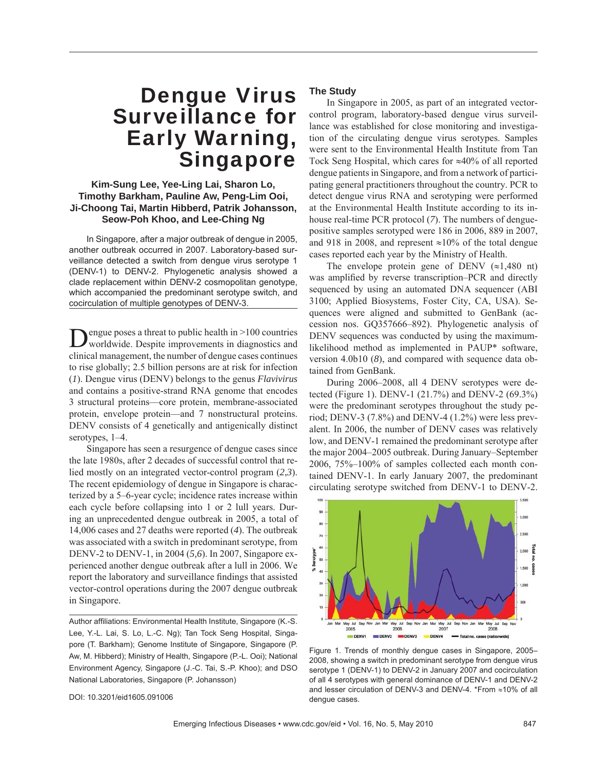# Dengue Virus Surveillance for Early Warning, Singapore

**Kim-Sung Lee, Yee-Ling Lai, Sharon Lo, Timothy Barkham, Pauline Aw, Peng-Lim Ooi, Ji-Choong Tai, Martin Hibberd, Patrik Johansson, Seow-Poh Khoo, and Lee-Ching Ng**

In Singapore, after a major outbreak of dengue in 2005, another outbreak occurred in 2007. Laboratory-based surveillance detected a switch from dengue virus serotype 1 (DENV-1) to DENV-2. Phylogenetic analysis showed a clade replacement within DENV-2 cosmopolitan genotype, which accompanied the predominant serotype switch, and cocirculation of multiple genotypes of DENV-3.

Dengue poses a threat to public health in >100 countries worldwide. Despite improvements in diagnostics and clinical management, the number of dengue cases continues to rise globally; 2.5 billion persons are at risk for infection (*1*). Dengue virus (DENV) belongs to the genus *Flavivirus* and contains a positive-strand RNA genome that encodes 3 structural proteins—core protein, membrane-associated protein, envelope protein—and 7 nonstructural proteins. DENV consists of 4 genetically and antigenically distinct serotypes, 1–4.

Singapore has seen a resurgence of dengue cases since the late 1980s, after 2 decades of successful control that relied mostly on an integrated vector-control program (*2*,*3*). The recent epidemiology of dengue in Singapore is characterized by a 5–6-year cycle; incidence rates increase within each cycle before collapsing into 1 or 2 lull years. During an unprecedented dengue outbreak in 2005, a total of 14,006 cases and 27 deaths were reported (*4*). The outbreak was associated with a switch in predominant serotype, from DENV-2 to DENV-1, in 2004 (*5*,*6*). In 2007, Singapore experienced another dengue outbreak after a lull in 2006. We report the laboratory and surveillance findings that assisted vector-control operations during the 2007 dengue outbreak in Singapore.

Author affiliations: Environmental Health Institute, Singapore (K.-S. Lee, Y.-L. Lai, S. Lo, L.-C. Ng); Tan Tock Seng Hospital, Singapore (T. Barkham); Genome Institute of Singapore, Singapore (P. Aw, M. Hibberd); Ministry of Health, Singapore (P.-L. Ooi); National Environment Agency, Singapore (J.-C. Tai, S.-P. Khoo); and DSO National Laboratories, Singapore (P. Johansson)

DOI: 10.3201/eid1605.091006

## The Study

In Singapore in 2005, as part of an integrated vector-control program, laboratory-based dengue virus surveillance was established for close monitoring and investigation of the circulating dengue virus serotypes. Samples were sent to the Environmental Health Institute from Tan Tock Seng Hospital, which cares for ≈40% of all reported dengue patients in Singapore, and from a network of participating general practitioners throughout the country. PCR to detect dengue virus RNA and serotyping were performed at the Environmental Health Institute according to its in-house real-time PCR protocol (*7*). The numbers of dengue-positive samples serotyped were 186 in 2006, 889 in 2007, and 918 in 2008, and represent ≈10% of the total dengue cases reported each year by the Ministry of Health.

The envelope protein gene of DENV (≈1,480 nt) was amplified by reverse transcription–PCR and directly sequenced by using an automated DNA sequencer (ABI 3100; Applied Biosystems, Foster City, CA, USA). Sequences were aligned and submitted to GenBank (accession nos. GQ357666–892). Phylogenetic analysis of DENV sequences was conducted by using the maximum-likelihood method as implemented in PAUP* software, version 4.0b10 (*8*), and compared with sequence data obtained from GenBank.

During 2006–2008, all 4 DENV serotypes were detected (Figure 1). DENV-1 (21.7%) and DENV-2 (69.3%) were the predominant serotypes throughout the study period; DENV-3 (7.8%) and DENV-4 (1.2%) were less prevalent. In 2006, the number of DENV cases was relatively low, and DENV-1 remained the predominant serotype after the major 2004–2005 outbreak. During January–September 2006, 75%–100% of samples collected each month contained DENV-1. In early January 2007, the predominant circulating serotype switched from DENV-1 to DENV-2.

Figure 1. Trends of monthly dengue cases in Singapore, 2005–2008, showing a switch in predominant serotype from dengue virus serotype 1 (DENV-1) to DENV-2 in January 2007 and cocirculation of all 4 serotypes with general dominance of DENV-1 and DENV-2 and lesser circulation of DENV-3 and DENV-4. *From ≈10% of all dengue cases.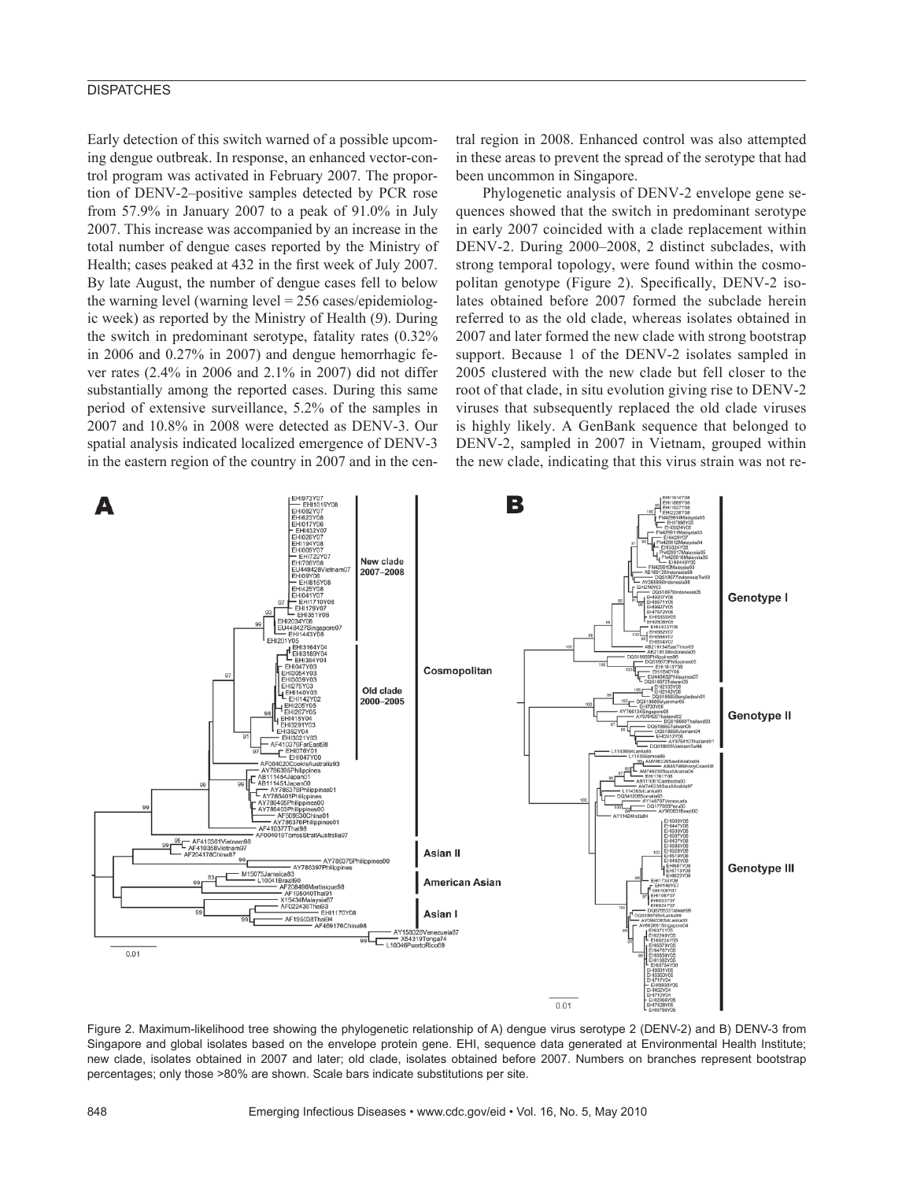Early detection of this switch warned of a possible upcoming dengue outbreak. In response, an enhanced vector-control program was activated in February 2007. The proportion of DENV-2–positive samples detected by PCR rose from 57.9% in January 2007 to a peak of 91.0% in July 2007. This increase was accompanied by an increase in the total number of dengue cases reported by the Ministry of Health; cases peaked at 432 in the first week of July 2007. By late August, the number of dengue cases fell to below the warning level (warning level = 256 cases/epidemiologic week) as reported by the Ministry of Health (*9*). During the switch in predominant serotype, fatality rates (0.32% in 2006 and 0.27% in 2007) and dengue hemorrhagic fever rates (2.4% in 2006 and 2.1% in 2007) did not differ substantially among the reported cases. During this same period of extensive surveillance, 5.2% of the samples in 2007 and 10.8% in 2008 were detected as DENV-3. Our spatial analysis indicated localized emergence of DENV-3 in the eastern region of the country in 2007 and in the central region in 2008. Enhanced control was also attempted in these areas to prevent the spread of the serotype that had been uncommon in Singapore.

Phylogenetic analysis of DENV-2 envelope gene sequences showed that the switch in predominant serotype in early 2007 coincided with a clade replacement within DENV-2. During 2000–2008, 2 distinct subclades, with strong temporal topology, were found within the cosmopolitan genotype (Figure 2). Specifically, DENV-2 isolates obtained before 2007 formed the subclade herein referred to as the old clade, whereas isolates obtained in 2007 and later formed the new clade with strong bootstrap support. Because 1 of the DENV-2 isolates sampled in 2005 clustered with the new clade but fell closer to the root of that clade, in situ evolution giving rise to DENV-2 viruses that subsequently replaced the old clade viruses is highly likely. A GenBank sequence that belonged to DENV-2, sampled in 2007 in Vietnam, grouped within the new clade, indicating that this virus strain was not re-

Figure 2. Maximum-likelihood tree showing the phylogenetic relationship of A) dengue virus serotype 2 (DENV-2) and B) DENV-3 from Singapore and global isolates based on the envelope protein gene. EHI, sequence data generated at Environmental Health Institute; new clade, isolates obtained in 2007 and later; old clade, isolates obtained before 2007. Numbers on branches represent bootstrap percentages; only those >80% are shown. Scale bars indicate substitutions per site.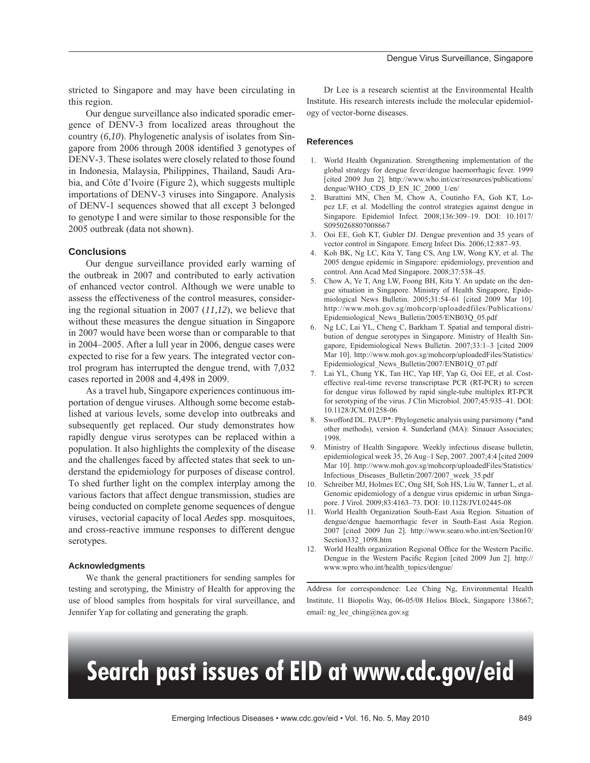stricted to Singapore and may have been circulating in this region.

Our dengue surveillance also indicated sporadic emergence of DENV-3 from localized areas throughout the country (*6,10*). Phylogenetic analysis of isolates from Singapore from 2006 through 2008 identified 3 genotypes of DENV-3. These isolates were closely related to those found in Indonesia, Malaysia, Philippines, Thailand, Saudi Arabia, and Côte d'Ivoire (Figure 2), which suggests multiple importations of DENV-3 viruses into Singapore. Analysis of DENV-1 sequences showed that all except 3 belonged to genotype I and were similar to those responsible for the 2005 outbreak (data not shown).

## Conclusions

Our dengue surveillance provided early warning of the outbreak in 2007 and contributed to early activation of enhanced vector control. Although we were unable to assess the effectiveness of the control measures, considering the regional situation in 2007 (*11,12*), we believe that without these measures the dengue situation in Singapore in 2007 would have been worse than or comparable to that in 2004–2005. After a lull year in 2006, dengue cases were expected to rise for a few years. The integrated vector control program has interrupted the dengue trend, with 7,032 cases reported in 2008 and 4,498 in 2009.

As a travel hub, Singapore experiences continuous importation of dengue viruses. Although some become established at various levels, some develop into outbreaks and subsequently get replaced. Our study demonstrates how rapidly dengue virus serotypes can be replaced within a population. It also highlights the complexity of the disease and the challenges faced by affected states that seek to understand the epidemiology for purposes of disease control. To shed further light on the complex interplay among the various factors that affect dengue transmission, studies are being conducted on complete genome sequences of dengue viruses, vectorial capacity of local *Aedes* spp. mosquitoes, and cross-reactive immune responses to different dengue serotypes.

### Acknowledgments

We thank the general practitioners for sending samples for testing and serotyping, the Ministry of Health for approving the use of blood samples from hospitals for viral surveillance, and Jennifer Yap for collating and generating the graph.

Dr Lee is a research scientist at the Environmental Health Institute. His research interests include the molecular epidemiology of vector-borne diseases.

## References

1. World Health Organization. Strengthening implementation of the global strategy for dengue fever/dengue haemorrhagic fever. 1999 [cited 2009 Jun 2]. http://www.who.int/csr/resources/publications/dengue/WHO_CDS_D_EN_IC_2000_1/en/
2. Burattini MN, Chen M, Chow A, Coutinho FA, Goh KT, Lopez LF, et al. Modelling the control strategies against dengue in Singapore. Epidemiol Infect. 2008;136:309–19. DOI: 10.1017/S0950268807008667
3. Ooi EE, Goh KT, Gubler DJ. Dengue prevention and 35 years of vector control in Singapore. Emerg Infect Dis. 2006;12:887–93.
4. Koh BK, Ng LC, Kita Y, Tang CS, Ang LW, Wong KY, et al. The 2005 dengue epidemic in Singapore: epidemiology, prevention and control. Ann Acad Med Singapore. 2008;37:538–45.
5. Chow A, Ye T, Ang LW, Foong BH, Kita Y. An update on the dengue situation in Singapore. Ministry of Health Singapore, Epidemiological News Bulletin. 2005;31:54–61 [cited 2009 Mar 10]. http://www.moh.gov.sg/mohcorp/uploadedfiles/Publications/Epidemiological_News_Bulletin/2005/ENB03Q_05.pdf
6. Ng LC, Lai YL, Cheng C, Barkham T. Spatial and temporal distribution of dengue serotypes in Singapore. Ministry of Health Singapore, Epidemiological News Bulletin. 2007;33:1–3 [cited 2009 Mar 10]. http://www.moh.gov.sg/mohcorp/uploadedFiles/Statistics/Epidemiological_News_Bulletin/2007/ENB01Q_07.pdf
7. Lai YL, Chung YK, Tan HC, Yap HF, Yap G, Ooi EE, et al. Cost-effective real-time reverse transcriptase PCR (RT-PCR) to screen for dengue virus followed by rapid single-tube multiplex RT-PCR for serotyping of the virus. J Clin Microbiol. 2007;45:935–41. DOI: 10.1128/JCM.01258-06
8. Swofford DL. PAUP*: Phylogenetic analysis using parsimony (*and other methods), version 4. Sunderland (MA): Sinauer Associates; 1998.
9. Ministry of Health Singapore. Weekly infectious disease bulletin, epidemiological week 35, 26 Aug–1 Sep, 2007. 2007;4:4 [cited 2009 Mar 10]. http://www.moh.gov.sg/mohcorp/uploadedFiles/Statistics/Infectious_Diseases_Bulletin/2007/2007_week_35.pdf
10. Schreiber MJ, Holmes EC, Ong SH, Soh HS, Liu W, Tanner L, et al. Genomic epidemiology of a dengue virus epidemic in urban Singapore. J Virol. 2009;83:4163–73. DOI: 10.1128/JVI.02445-08
11. World Health Organization South-East Asia Region. Situation of dengue/dengue haemorrhagic fever in South-East Asia Region. 2007 [cited 2009 Jun 2]. http://www.searo.who.int/en/Section10/Section332_1098.htm
12. World Health organization Regional Office for the Western Pacific. Dengue in the Western Pacific Region [cited 2009 Jun 2]. http://www.wpro.who.int/health_topics/dengue/

Address for correspondence: Lee Ching Ng, Environmental Health Institute, 11 Biopolis Way, 06-05/08 Helios Block, Singapore 138667; email: ng_lee_ching@nea.gov.sg

**Search past issues of EID at www.cdc.gov/eid**